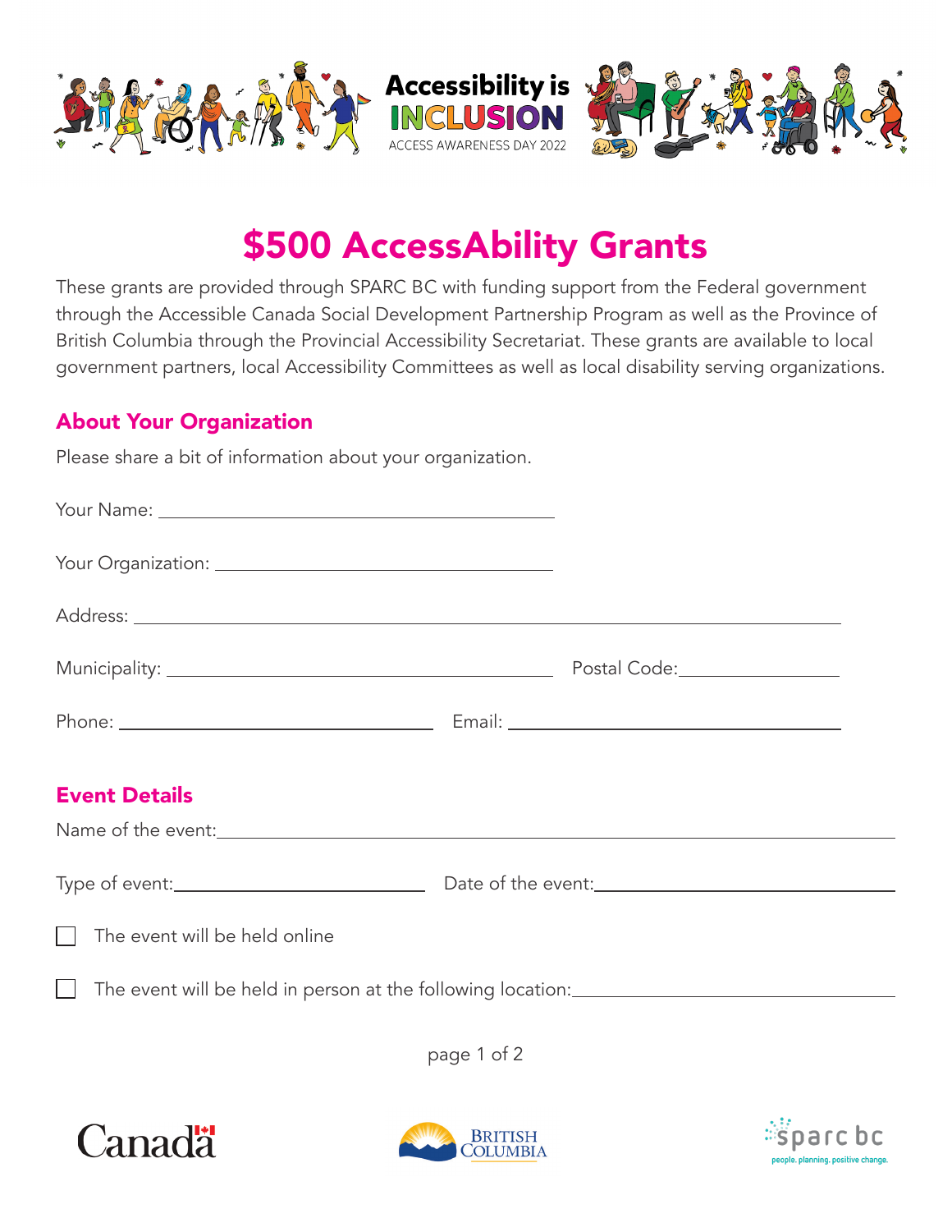Accessibility is INCLUSION

ACCESS AWARENESS DAY 2022

# $500 AccessAbility Grants

These grants are provided through SPARC BC with funding support from the Federal government through the Accessible Canada Social Development Partnership Program as well as the Province of British Columbia through the Provincial Accessibility Secretariat. These grants are available to local government partners, local Accessibility Committees as well as local disability serving organizations.

## About Your Organization

Please share a bit of information about your organization.

Your Name: ______________________________

Your Organization: ______________________________

Address: ______________________________

Municipality: ______________________________ Postal Code: ______________

Phone: ______________________ Email: ______________________

## Event Details

Name of the event: ______________________________

Type of event: ______________________ Date of the event: ______________________

☐ The event will be held online

☐ The event will be held in person at the following location: ______________________________

Canada

British Columbia

sparc bc people. planning. positive change.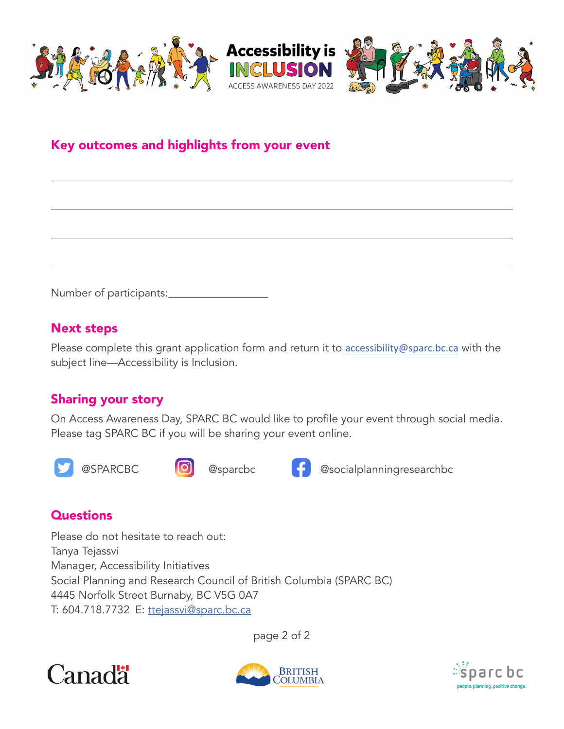Accessibility is INCLUSION

ACCESS AWARENESS DAY 2022

## Key outcomes and highlights from your event

\_\_\_\_\_\_\_\_\_\_\_\_\_\_\_\_\_\_\_\_\_\_\_\_\_\_\_\_\_\_\_\_\_\_\_\_\_\_\_\_

\_\_\_\_\_\_\_\_\_\_\_\_\_\_\_\_\_\_\_\_\_\_\_\_\_\_\_\_\_\_\_\_\_\_\_\_\_\_\_\_

\_\_\_\_\_\_\_\_\_\_\_\_\_\_\_\_\_\_\_\_\_\_\_\_\_\_\_\_\_\_\_\_\_\_\_\_\_\_\_\_

\_\_\_\_\_\_\_\_\_\_\_\_\_\_\_\_\_\_\_\_\_\_\_\_\_\_\_\_\_\_\_\_\_\_\_\_\_\_\_\_

Number of participants: \_\_\_\_\_\_\_\_\_\_\_\_\_\_\_\_

## Next steps

Please complete this grant application form and return it to accessibility@sparc.bc.ca with the subject line—Accessibility is Inclusion.

## Sharing your story

On Access Awareness Day, SPARC BC would like to profile your event through social media. Please tag SPARC BC if you will be sharing your event online.

@SPARCBC    @sparcbc    @socialplanningresearchbc

## Questions

Please do not hesitate to reach out:
Tanya Tejassvi
Manager, Accessibility Initiatives
Social Planning and Research Council of British Columbia (SPARC BC)
4445 Norfolk Street Burnaby, BC V5G 0A7
T: 604.718.7732 E: ttejassvi@sparc.bc.ca

Canada    British Columbia    sparc bc — people. planning. positive change.